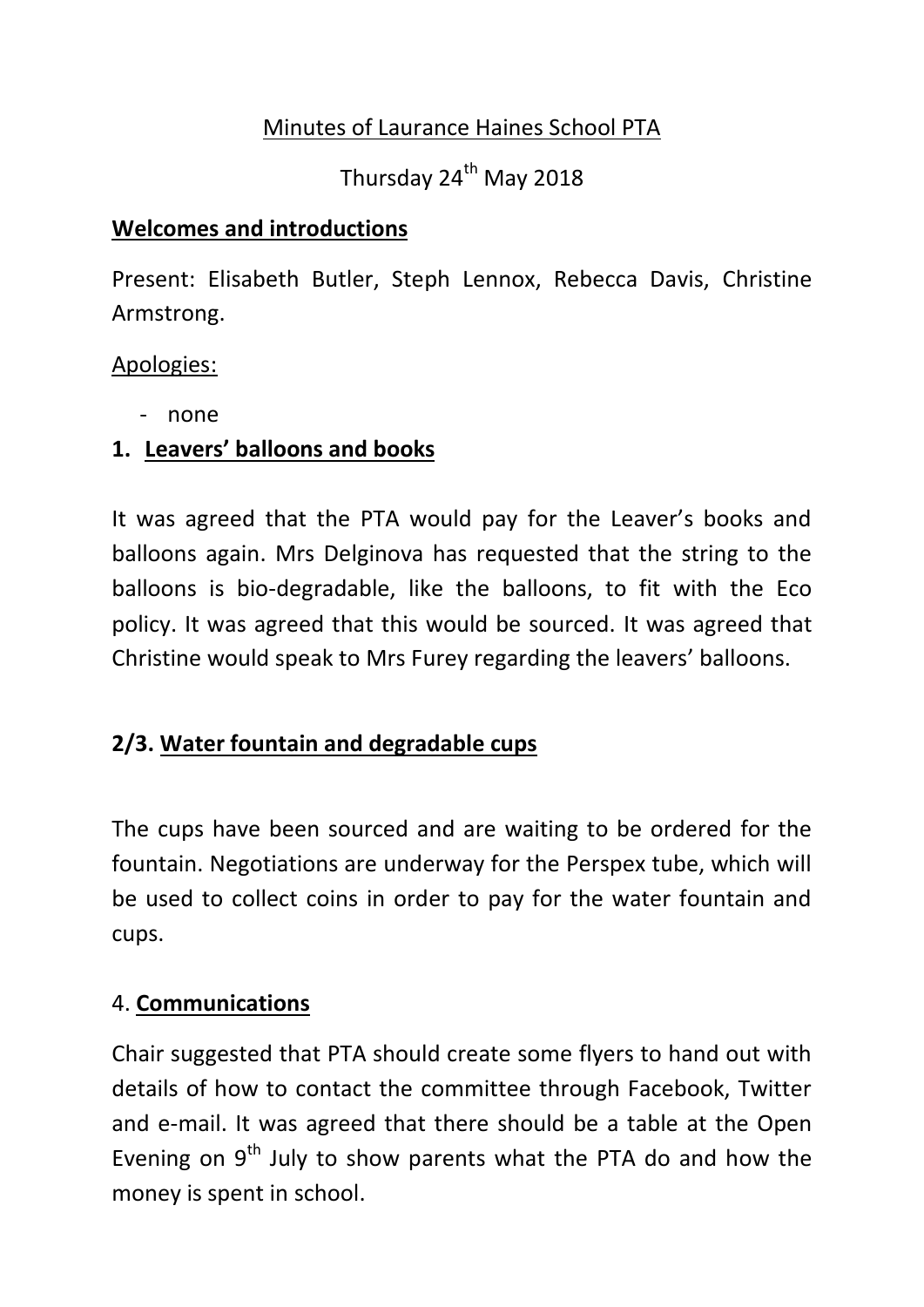Minutes of Laurance Haines School PTA

Thursday 24th May 2018

**Welcomes and introductions**

Present: Elisabeth Butler, Steph Lennox, Rebecca Davis, Christine Armstrong.

Apologies:

- none

1. **Leavers' balloons and books**

It was agreed that the PTA would pay for the Leaver's books and balloons again. Mrs Delginova has requested that the string to the balloons is bio-degradable, like the balloons, to fit with the Eco policy. It was agreed that this would be sourced. It was agreed that Christine would speak to Mrs Furey regarding the leavers' balloons.

**2/3. Water fountain and degradable cups**

The cups have been sourced and are waiting to be ordered for the fountain. Negotiations are underway for the Perspex tube, which will be used to collect coins in order to pay for the water fountain and cups.

4. **Communications**

Chair suggested that PTA should create some flyers to hand out with details of how to contact the committee through Facebook, Twitter and e-mail. It was agreed that there should be a table at the Open Evening on 9th July to show parents what the PTA do and how the money is spent in school.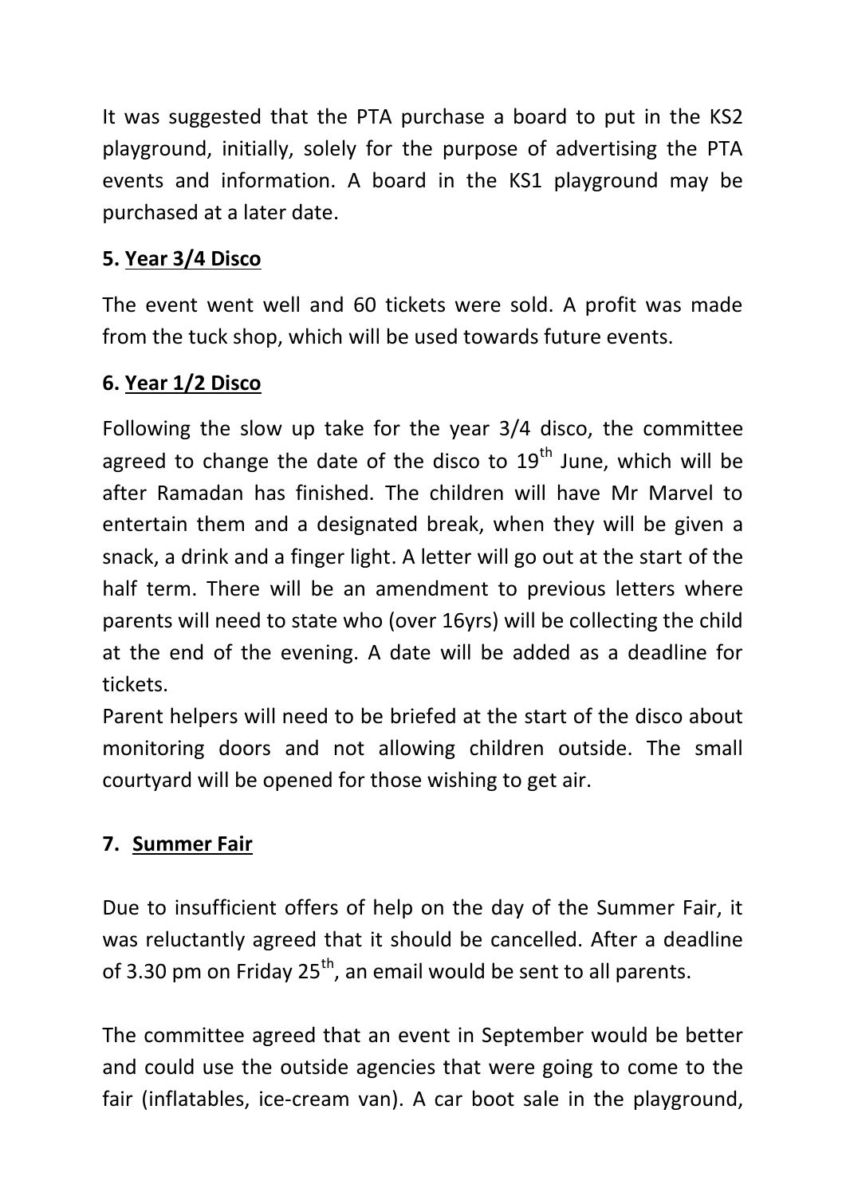It was suggested that the PTA purchase a board to put in the KS2 playground, initially, solely for the purpose of advertising the PTA events and information. A board in the KS1 playground may be purchased at a later date.

**5. Year 3/4 Disco**

The event went well and 60 tickets were sold. A profit was made from the tuck shop, which will be used towards future events.

**6. Year 1/2 Disco**

Following the slow up take for the year 3/4 disco, the committee agreed to change the date of the disco to 19th June, which will be after Ramadan has finished. The children will have Mr Marvel to entertain them and a designated break, when they will be given a snack, a drink and a finger light. A letter will go out at the start of the half term. There will be an amendment to previous letters where parents will need to state who (over 16yrs) will be collecting the child at the end of the evening. A date will be added as a deadline for tickets.
Parent helpers will need to be briefed at the start of the disco about monitoring doors and not allowing children outside. The small courtyard will be opened for those wishing to get air.

**7. Summer Fair**

Due to insufficient offers of help on the day of the Summer Fair, it was reluctantly agreed that it should be cancelled. After a deadline of 3.30 pm on Friday 25th, an email would be sent to all parents.

The committee agreed that an event in September would be better and could use the outside agencies that were going to come to the fair (inflatables, ice-cream van). A car boot sale in the playground,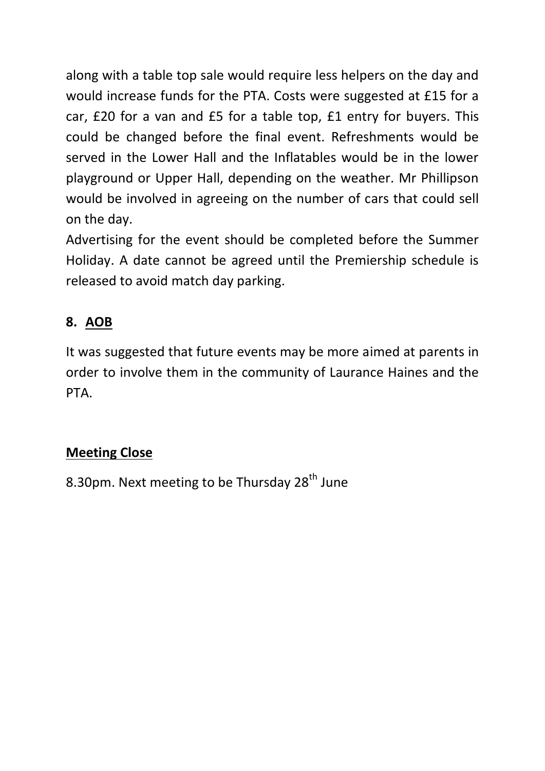along with a table top sale would require less helpers on the day and would increase funds for the PTA. Costs were suggested at £15 for a car, £20 for a van and £5 for a table top, £1 entry for buyers. This could be changed before the final event. Refreshments would be served in the Lower Hall and the Inflatables would be in the lower playground or Upper Hall, depending on the weather. Mr Phillipson would be involved in agreeing on the number of cars that could sell on the day.

Advertising for the event should be completed before the Summer Holiday. A date cannot be agreed until the Premiership schedule is released to avoid match day parking.

## 8. AOB

It was suggested that future events may be more aimed at parents in order to involve them in the community of Laurance Haines and the PTA.

## Meeting Close

8.30pm. Next meeting to be Thursday 28th June